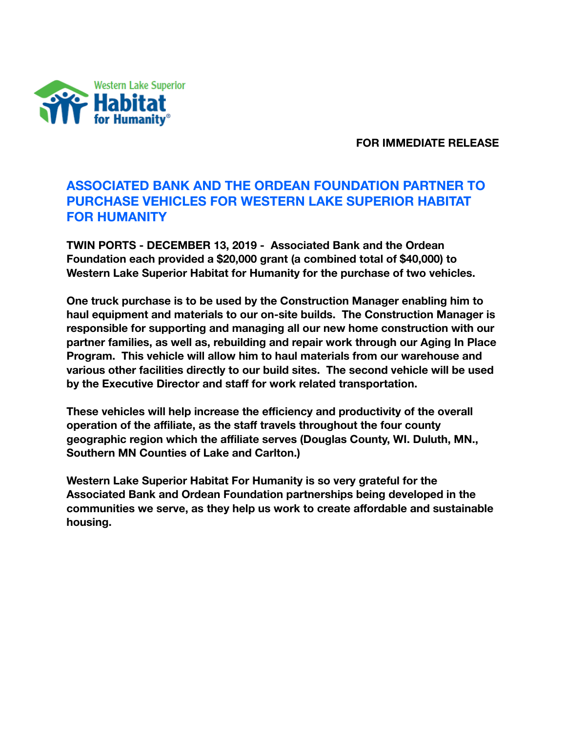Western Lake Superior Habitat for Humanity®

**FOR IMMEDIATE RELEASE**

# ASSOCIATED BANK AND THE ORDEAN FOUNDATION PARTNER TO PURCHASE VEHICLES FOR WESTERN LAKE SUPERIOR HABITAT FOR HUMANITY

**TWIN PORTS - DECEMBER 13, 2019 - Associated Bank and the Ordean Foundation each provided a $20,000 grant (a combined total of $40,000) to Western Lake Superior Habitat for Humanity for the purchase of two vehicles.**

**One truck purchase is to be used by the Construction Manager enabling him to haul equipment and materials to our on-site builds. The Construction Manager is responsible for supporting and managing all our new home construction with our partner families, as well as, rebuilding and repair work through our Aging In Place Program. This vehicle will allow him to haul materials from our warehouse and various other facilities directly to our build sites. The second vehicle will be used by the Executive Director and staff for work related transportation.**

**These vehicles will help increase the efficiency and productivity of the overall operation of the affiliate, as the staff travels throughout the four county geographic region which the affiliate serves (Douglas County, WI. Duluth, MN., Southern MN Counties of Lake and Carlton.)**

**Western Lake Superior Habitat For Humanity is so very grateful for the Associated Bank and Ordean Foundation partnerships being developed in the communities we serve, as they help us work to create affordable and sustainable housing.**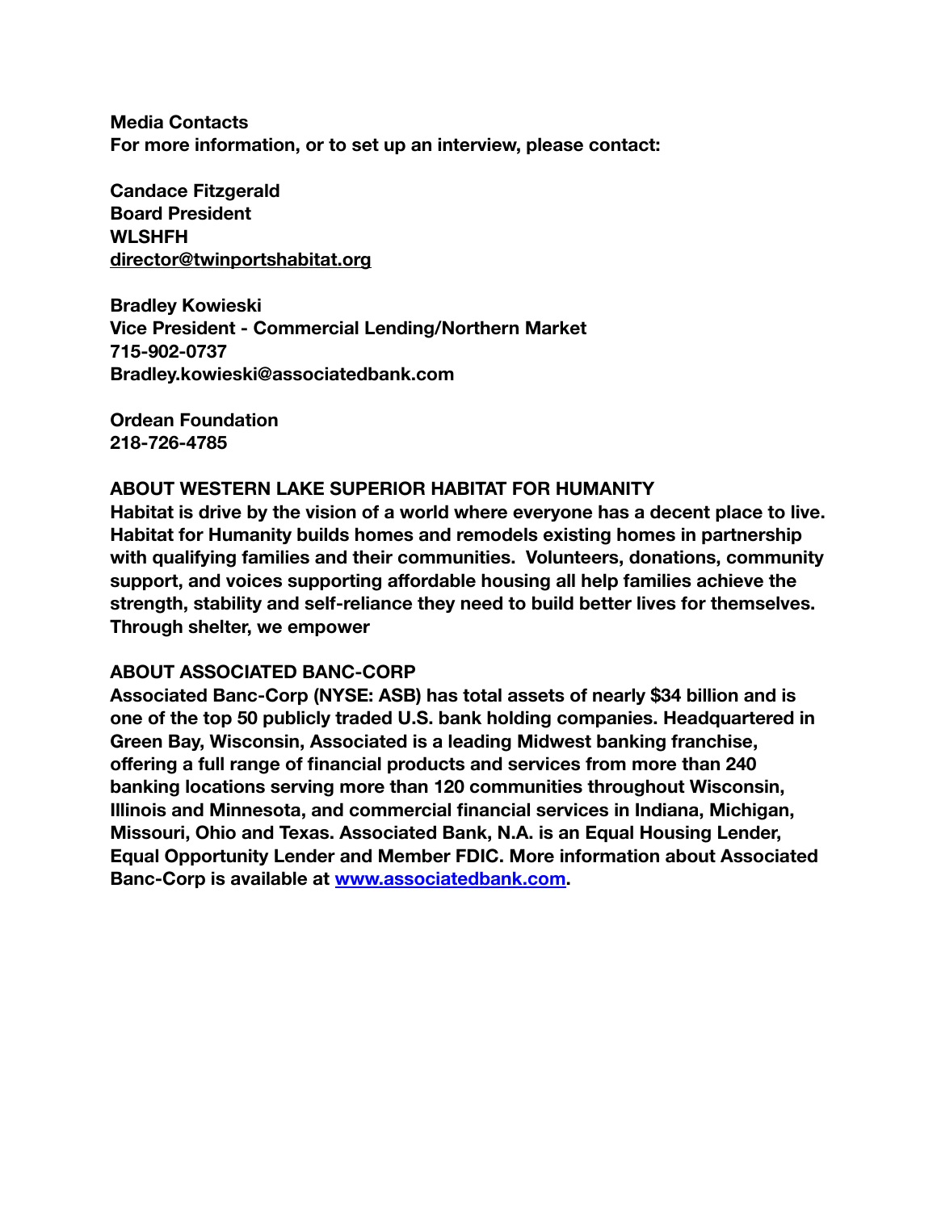**Media Contacts**
**For more information, or to set up an interview, please contact:**

**Candace Fitzgerald**
**Board President**
**WLSHFH**
**director@twinportshabitat.org**

**Bradley Kowieski**
**Vice President - Commercial Lending/Northern Market**
**715-902-0737**
**Bradley.kowieski@associatedbank.com**

**Ordean Foundation**
**218-726-4785**

**ABOUT WESTERN LAKE SUPERIOR HABITAT FOR HUMANITY**
**Habitat is drive by the vision of a world where everyone has a decent place to live. Habitat for Humanity builds homes and remodels existing homes in partnership with qualifying families and their communities. Volunteers, donations, community support, and voices supporting affordable housing all help families achieve the strength, stability and self-reliance they need to build better lives for themselves. Through shelter, we empower**

**ABOUT ASSOCIATED BANC-CORP**
**Associated Banc-Corp (NYSE: ASB) has total assets of nearly $34 billion and is one of the top 50 publicly traded U.S. bank holding companies. Headquartered in Green Bay, Wisconsin, Associated is a leading Midwest banking franchise, offering a full range of financial products and services from more than 240 banking locations serving more than 120 communities throughout Wisconsin, Illinois and Minnesota, and commercial financial services in Indiana, Michigan, Missouri, Ohio and Texas. Associated Bank, N.A. is an Equal Housing Lender, Equal Opportunity Lender and Member FDIC. More information about Associated Banc-Corp is available at www.associatedbank.com.**